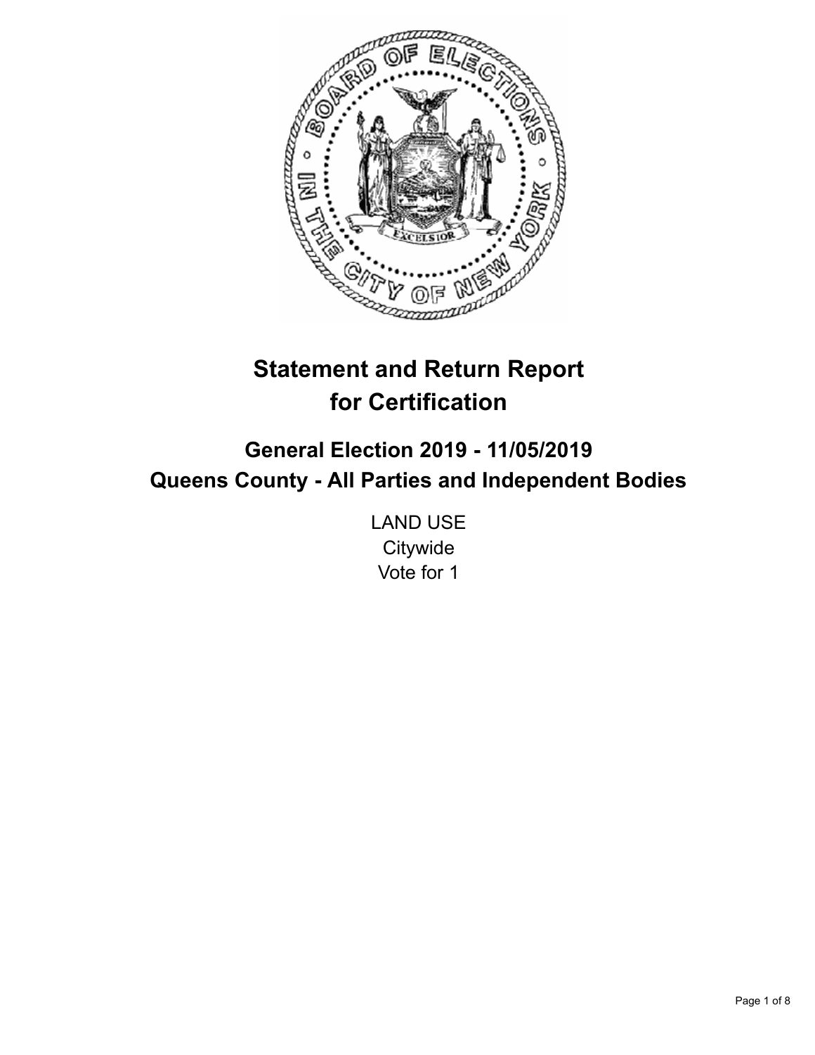# Statement and Return Report for Certification

## General Election 2019 - 11/05/2019
## Queens County - All Parties and Independent Bodies

LAND USE
Citywide
Vote for 1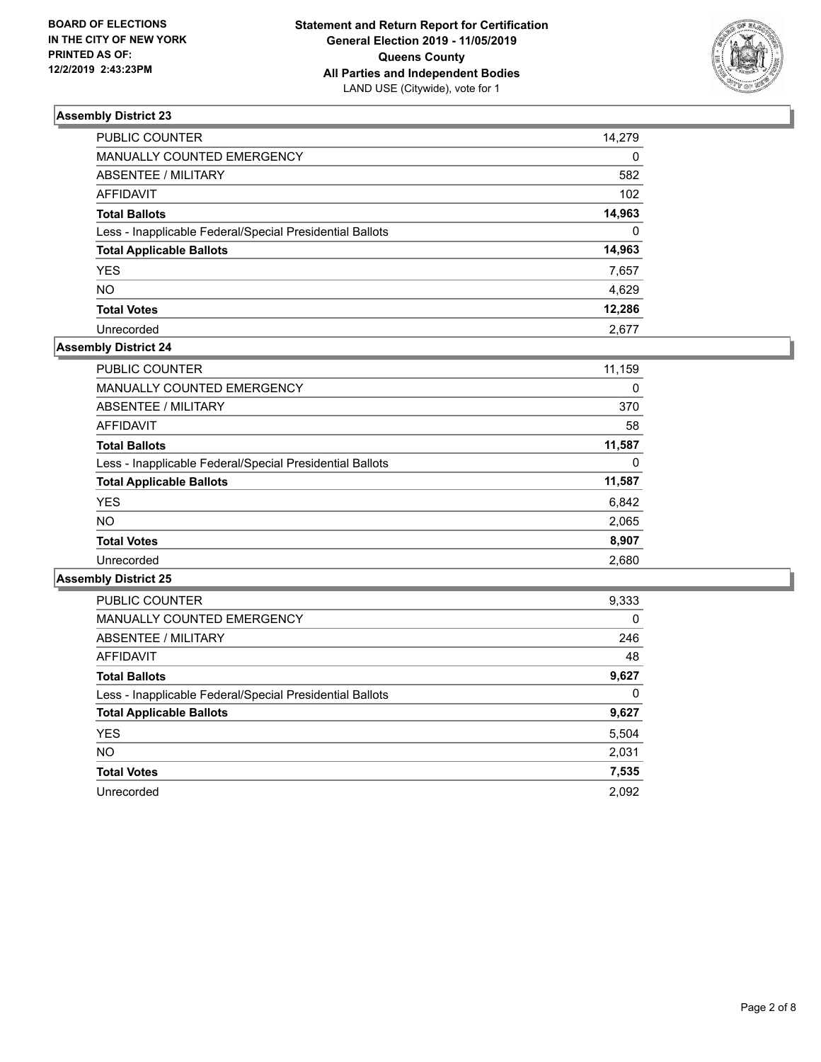**BOARD OF ELECTIONS IN THE CITY OF NEW YORK PRINTED AS OF: 12/2/2019 2:43:23PM**

**Statement and Return Report for Certification General Election 2019 - 11/05/2019 Queens County All Parties and Independent Bodies**
LAND USE (Citywide), vote for 1

### Assembly District 23

| | |
|---|---|
| PUBLIC COUNTER | 14,279 |
| MANUALLY COUNTED EMERGENCY | 0 |
| ABSENTEE / MILITARY | 582 |
| AFFIDAVIT | 102 |
| **Total Ballots** | **14,963** |
| Less - Inapplicable Federal/Special Presidential Ballots | 0 |
| **Total Applicable Ballots** | **14,963** |
| YES | 7,657 |
| NO | 4,629 |
| **Total Votes** | **12,286** |
| Unrecorded | 2,677 |

### Assembly District 24

| | |
|---|---|
| PUBLIC COUNTER | 11,159 |
| MANUALLY COUNTED EMERGENCY | 0 |
| ABSENTEE / MILITARY | 370 |
| AFFIDAVIT | 58 |
| **Total Ballots** | **11,587** |
| Less - Inapplicable Federal/Special Presidential Ballots | 0 |
| **Total Applicable Ballots** | **11,587** |
| YES | 6,842 |
| NO | 2,065 |
| **Total Votes** | **8,907** |
| Unrecorded | 2,680 |

### Assembly District 25

| | |
|---|---|
| PUBLIC COUNTER | 9,333 |
| MANUALLY COUNTED EMERGENCY | 0 |
| ABSENTEE / MILITARY | 246 |
| AFFIDAVIT | 48 |
| **Total Ballots** | **9,627** |
| Less - Inapplicable Federal/Special Presidential Ballots | 0 |
| **Total Applicable Ballots** | **9,627** |
| YES | 5,504 |
| NO | 2,031 |
| **Total Votes** | **7,535** |
| Unrecorded | 2,092 |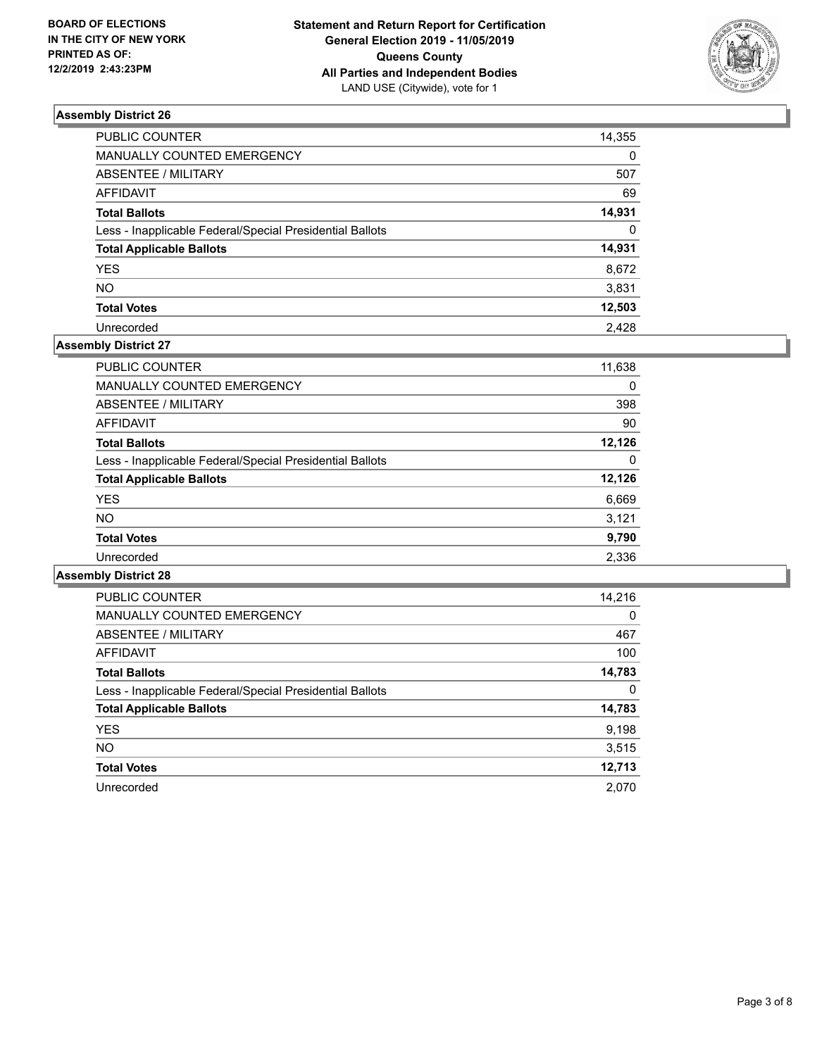**BOARD OF ELECTIONS IN THE CITY OF NEW YORK PRINTED AS OF: 12/2/2019 2:43:23PM**

**Statement and Return Report for Certification General Election 2019 - 11/05/2019 Queens County All Parties and Independent Bodies**
LAND USE (Citywide), vote for 1

### Assembly District 26

| | |
|---|---|
| PUBLIC COUNTER | 14,355 |
| MANUALLY COUNTED EMERGENCY | 0 |
| ABSENTEE / MILITARY | 507 |
| AFFIDAVIT | 69 |
| **Total Ballots** | **14,931** |
| Less - Inapplicable Federal/Special Presidential Ballots | 0 |
| **Total Applicable Ballots** | **14,931** |
| YES | 8,672 |
| NO | 3,831 |
| **Total Votes** | **12,503** |
| Unrecorded | 2,428 |

### Assembly District 27

| | |
|---|---|
| PUBLIC COUNTER | 11,638 |
| MANUALLY COUNTED EMERGENCY | 0 |
| ABSENTEE / MILITARY | 398 |
| AFFIDAVIT | 90 |
| **Total Ballots** | **12,126** |
| Less - Inapplicable Federal/Special Presidential Ballots | 0 |
| **Total Applicable Ballots** | **12,126** |
| YES | 6,669 |
| NO | 3,121 |
| **Total Votes** | **9,790** |
| Unrecorded | 2,336 |

### Assembly District 28

| | |
|---|---|
| PUBLIC COUNTER | 14,216 |
| MANUALLY COUNTED EMERGENCY | 0 |
| ABSENTEE / MILITARY | 467 |
| AFFIDAVIT | 100 |
| **Total Ballots** | **14,783** |
| Less - Inapplicable Federal/Special Presidential Ballots | 0 |
| **Total Applicable Ballots** | **14,783** |
| YES | 9,198 |
| NO | 3,515 |
| **Total Votes** | **12,713** |
| Unrecorded | 2,070 |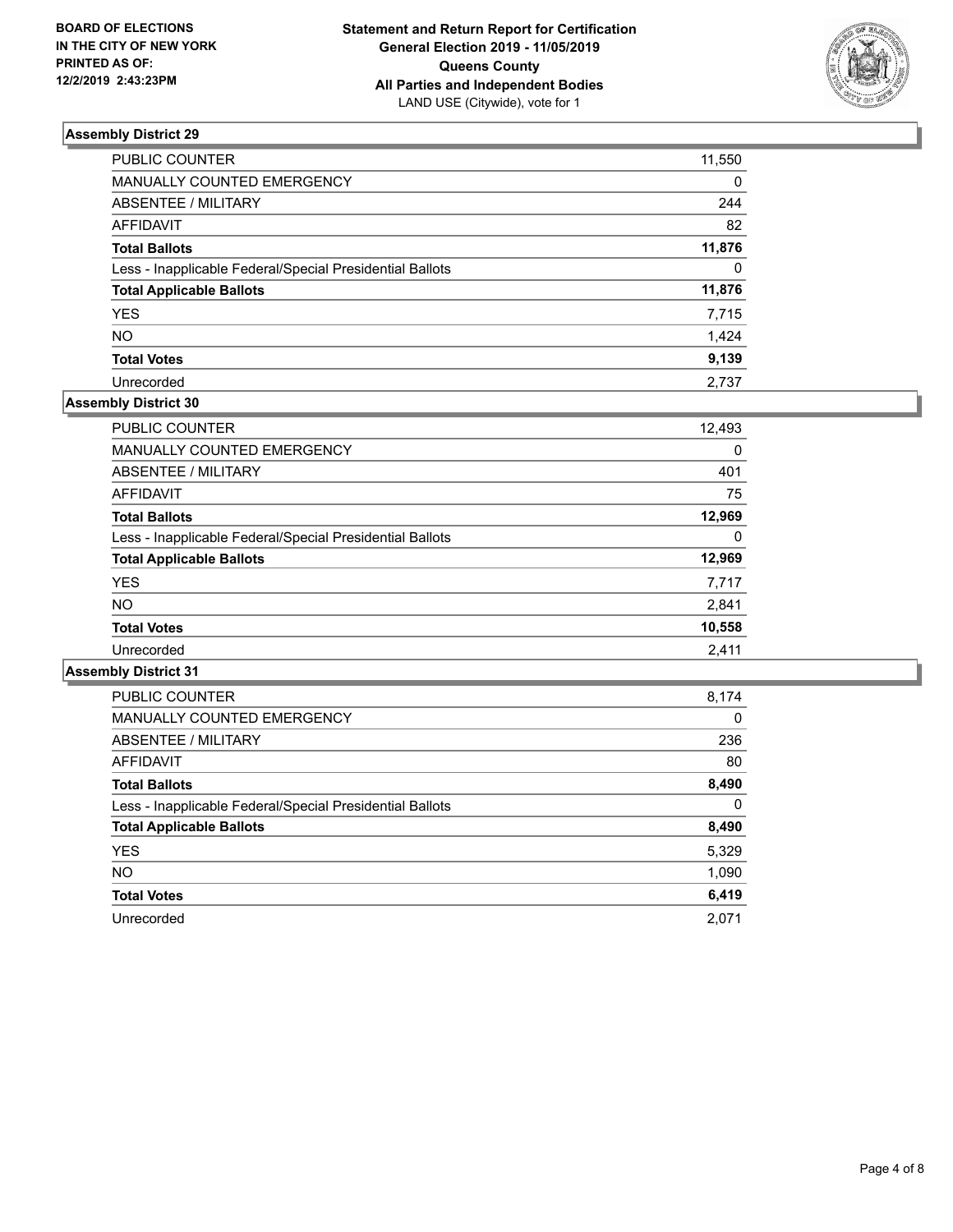**BOARD OF ELECTIONS IN THE CITY OF NEW YORK PRINTED AS OF: 12/2/2019 2:43:23PM**

**Statement and Return Report for Certification**
**General Election 2019 - 11/05/2019**
**Queens County**
**All Parties and Independent Bodies**
LAND USE (Citywide), vote for 1

### Assembly District 29

| | |
|---|---|
| PUBLIC COUNTER | 11,550 |
| MANUALLY COUNTED EMERGENCY | 0 |
| ABSENTEE / MILITARY | 244 |
| AFFIDAVIT | 82 |
| **Total Ballots** | **11,876** |
| Less - Inapplicable Federal/Special Presidential Ballots | 0 |
| **Total Applicable Ballots** | **11,876** |
| YES | 7,715 |
| NO | 1,424 |
| **Total Votes** | **9,139** |
| Unrecorded | 2,737 |

### Assembly District 30

| | |
|---|---|
| PUBLIC COUNTER | 12,493 |
| MANUALLY COUNTED EMERGENCY | 0 |
| ABSENTEE / MILITARY | 401 |
| AFFIDAVIT | 75 |
| **Total Ballots** | **12,969** |
| Less - Inapplicable Federal/Special Presidential Ballots | 0 |
| **Total Applicable Ballots** | **12,969** |
| YES | 7,717 |
| NO | 2,841 |
| **Total Votes** | **10,558** |
| Unrecorded | 2,411 |

### Assembly District 31

| | |
|---|---|
| PUBLIC COUNTER | 8,174 |
| MANUALLY COUNTED EMERGENCY | 0 |
| ABSENTEE / MILITARY | 236 |
| AFFIDAVIT | 80 |
| **Total Ballots** | **8,490** |
| Less - Inapplicable Federal/Special Presidential Ballots | 0 |
| **Total Applicable Ballots** | **8,490** |
| YES | 5,329 |
| NO | 1,090 |
| **Total Votes** | **6,419** |
| Unrecorded | 2,071 |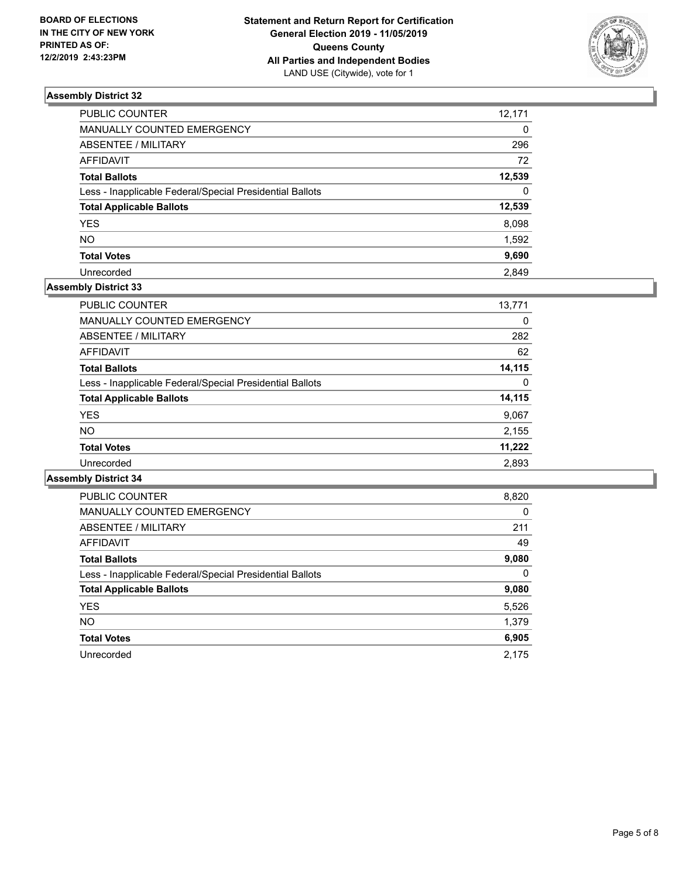**BOARD OF ELECTIONS IN THE CITY OF NEW YORK PRINTED AS OF: 12/2/2019 2:43:23PM**

**Statement and Return Report for Certification General Election 2019 - 11/05/2019 Queens County All Parties and Independent Bodies** LAND USE (Citywide), vote for 1

### Assembly District 32

| | |
|---|---|
| PUBLIC COUNTER | 12,171 |
| MANUALLY COUNTED EMERGENCY | 0 |
| ABSENTEE / MILITARY | 296 |
| AFFIDAVIT | 72 |
| **Total Ballots** | **12,539** |
| Less - Inapplicable Federal/Special Presidential Ballots | 0 |
| **Total Applicable Ballots** | **12,539** |
| YES | 8,098 |
| NO | 1,592 |
| **Total Votes** | **9,690** |
| Unrecorded | 2,849 |

### Assembly District 33

| | |
|---|---|
| PUBLIC COUNTER | 13,771 |
| MANUALLY COUNTED EMERGENCY | 0 |
| ABSENTEE / MILITARY | 282 |
| AFFIDAVIT | 62 |
| **Total Ballots** | **14,115** |
| Less - Inapplicable Federal/Special Presidential Ballots | 0 |
| **Total Applicable Ballots** | **14,115** |
| YES | 9,067 |
| NO | 2,155 |
| **Total Votes** | **11,222** |
| Unrecorded | 2,893 |

### Assembly District 34

| | |
|---|---|
| PUBLIC COUNTER | 8,820 |
| MANUALLY COUNTED EMERGENCY | 0 |
| ABSENTEE / MILITARY | 211 |
| AFFIDAVIT | 49 |
| **Total Ballots** | **9,080** |
| Less - Inapplicable Federal/Special Presidential Ballots | 0 |
| **Total Applicable Ballots** | **9,080** |
| YES | 5,526 |
| NO | 1,379 |
| **Total Votes** | **6,905** |
| Unrecorded | 2,175 |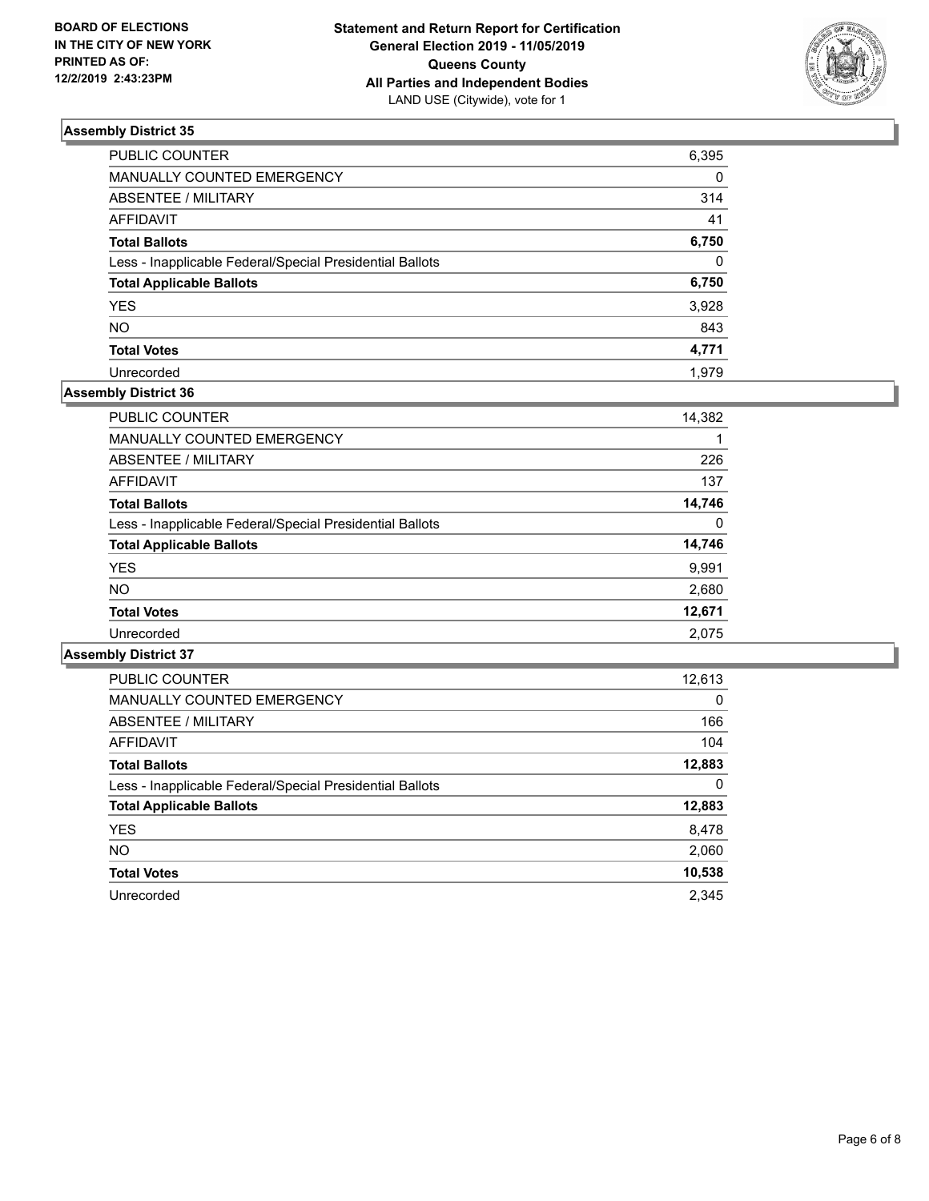BOARD OF ELECTIONS
IN THE CITY OF NEW YORK
PRINTED AS OF:
12/2/2019 2:43:23PM

**Statement and Return Report for Certification**
**General Election 2019 - 11/05/2019**
**Queens County**
**All Parties and Independent Bodies**
LAND USE (Citywide), vote for 1

### Assembly District 35

| | |
|---|---|
| PUBLIC COUNTER | 6,395 |
| MANUALLY COUNTED EMERGENCY | 0 |
| ABSENTEE / MILITARY | 314 |
| AFFIDAVIT | 41 |
| **Total Ballots** | **6,750** |
| Less - Inapplicable Federal/Special Presidential Ballots | 0 |
| **Total Applicable Ballots** | **6,750** |
| YES | 3,928 |
| NO | 843 |
| **Total Votes** | **4,771** |
| Unrecorded | 1,979 |

### Assembly District 36

| | |
|---|---|
| PUBLIC COUNTER | 14,382 |
| MANUALLY COUNTED EMERGENCY | 1 |
| ABSENTEE / MILITARY | 226 |
| AFFIDAVIT | 137 |
| **Total Ballots** | **14,746** |
| Less - Inapplicable Federal/Special Presidential Ballots | 0 |
| **Total Applicable Ballots** | **14,746** |
| YES | 9,991 |
| NO | 2,680 |
| **Total Votes** | **12,671** |
| Unrecorded | 2,075 |

### Assembly District 37

| | |
|---|---|
| PUBLIC COUNTER | 12,613 |
| MANUALLY COUNTED EMERGENCY | 0 |
| ABSENTEE / MILITARY | 166 |
| AFFIDAVIT | 104 |
| **Total Ballots** | **12,883** |
| Less - Inapplicable Federal/Special Presidential Ballots | 0 |
| **Total Applicable Ballots** | **12,883** |
| YES | 8,478 |
| NO | 2,060 |
| **Total Votes** | **10,538** |
| Unrecorded | 2,345 |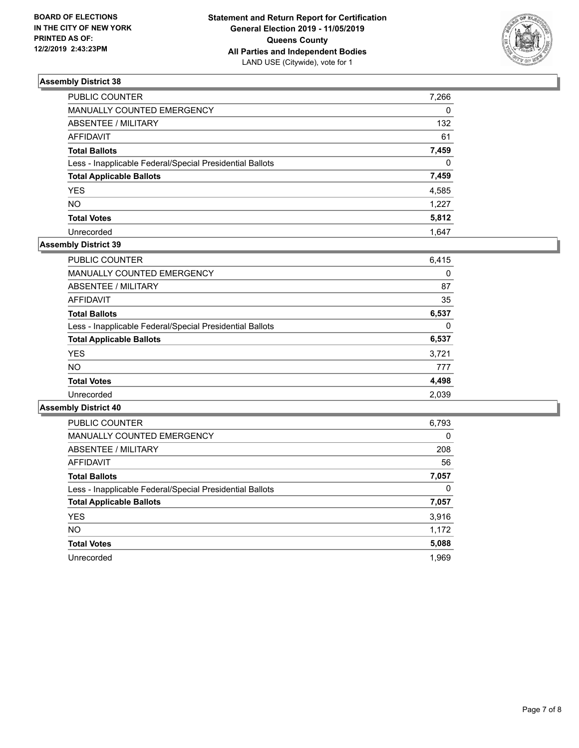BOARD OF ELECTIONS
IN THE CITY OF NEW YORK
PRINTED AS OF:
12/2/2019 2:43:23PM

**Statement and Return Report for Certification**
**General Election 2019 - 11/05/2019**
**Queens County**
**All Parties and Independent Bodies**
LAND USE (Citywide), vote for 1

### Assembly District 38

| | |
|---|---|
| PUBLIC COUNTER | 7,266 |
| MANUALLY COUNTED EMERGENCY | 0 |
| ABSENTEE / MILITARY | 132 |
| AFFIDAVIT | 61 |
| **Total Ballots** | **7,459** |
| Less - Inapplicable Federal/Special Presidential Ballots | 0 |
| **Total Applicable Ballots** | **7,459** |
| YES | 4,585 |
| NO | 1,227 |
| **Total Votes** | **5,812** |
| Unrecorded | 1,647 |

### Assembly District 39

| | |
|---|---|
| PUBLIC COUNTER | 6,415 |
| MANUALLY COUNTED EMERGENCY | 0 |
| ABSENTEE / MILITARY | 87 |
| AFFIDAVIT | 35 |
| **Total Ballots** | **6,537** |
| Less - Inapplicable Federal/Special Presidential Ballots | 0 |
| **Total Applicable Ballots** | **6,537** |
| YES | 3,721 |
| NO | 777 |
| **Total Votes** | **4,498** |
| Unrecorded | 2,039 |

### Assembly District 40

| | |
|---|---|
| PUBLIC COUNTER | 6,793 |
| MANUALLY COUNTED EMERGENCY | 0 |
| ABSENTEE / MILITARY | 208 |
| AFFIDAVIT | 56 |
| **Total Ballots** | **7,057** |
| Less - Inapplicable Federal/Special Presidential Ballots | 0 |
| **Total Applicable Ballots** | **7,057** |
| YES | 3,916 |
| NO | 1,172 |
| **Total Votes** | **5,088** |
| Unrecorded | 1,969 |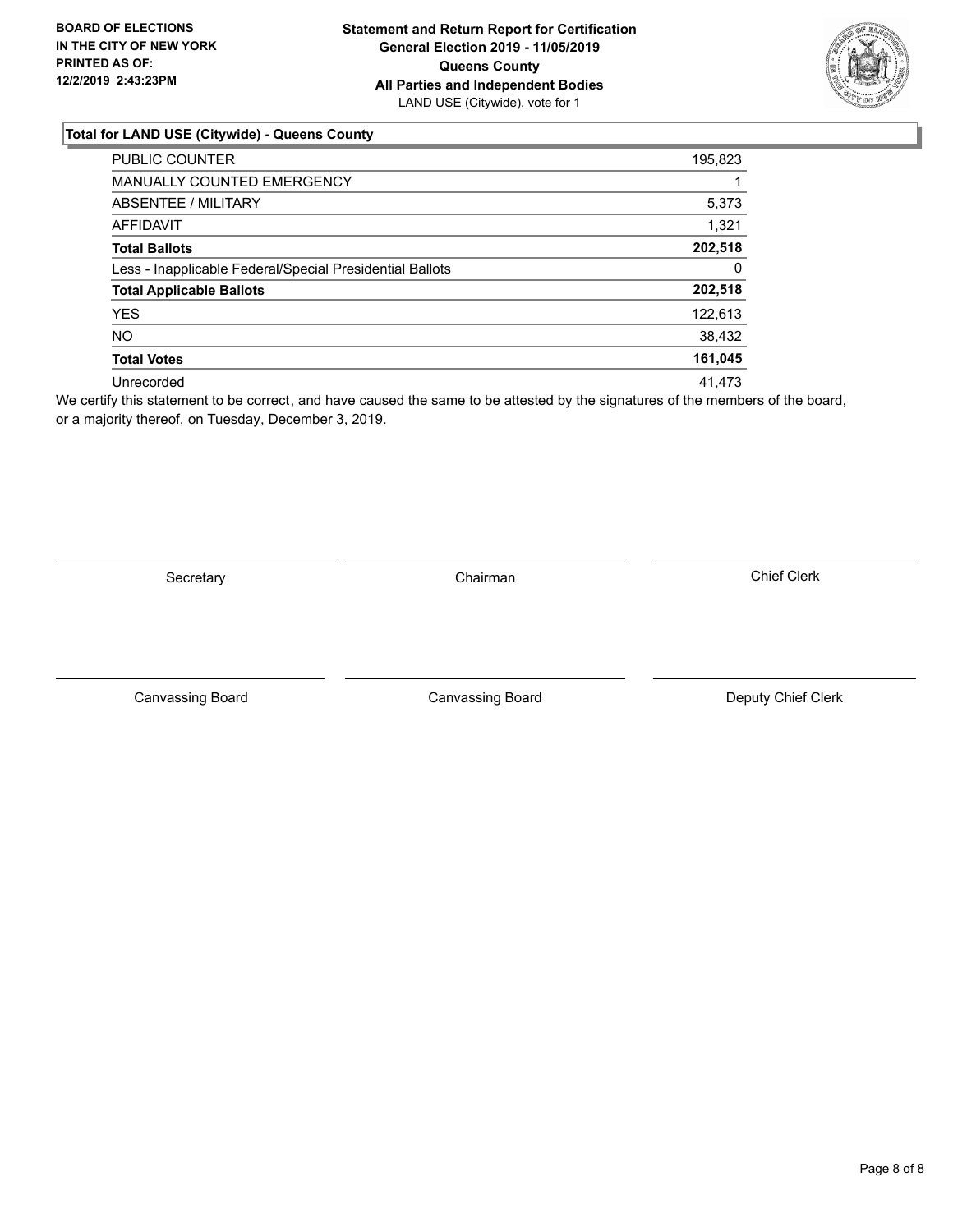**BOARD OF ELECTIONS IN THE CITY OF NEW YORK PRINTED AS OF: 12/2/2019 2:43:23PM**

**Statement and Return Report for Certification General Election 2019 - 11/05/2019 Queens County All Parties and Independent Bodies**
LAND USE (Citywide), vote for 1

### Total for LAND USE (Citywide) - Queens County

| | |
|---|---|
| PUBLIC COUNTER | 195,823 |
| MANUALLY COUNTED EMERGENCY | 1 |
| ABSENTEE / MILITARY | 5,373 |
| AFFIDAVIT | 1,321 |
| **Total Ballots** | **202,518** |
| Less - Inapplicable Federal/Special Presidential Ballots | 0 |
| **Total Applicable Ballots** | **202,518** |
| YES | 122,613 |
| NO | 38,432 |
| **Total Votes** | **161,045** |
| Unrecorded | 41,473 |

We certify this statement to be correct, and have caused the same to be attested by the signatures of the members of the board, or a majority thereof, on Tuesday, December 3, 2019.

Secretary

Chairman

Chief Clerk

Canvassing Board

Canvassing Board

Deputy Chief Clerk